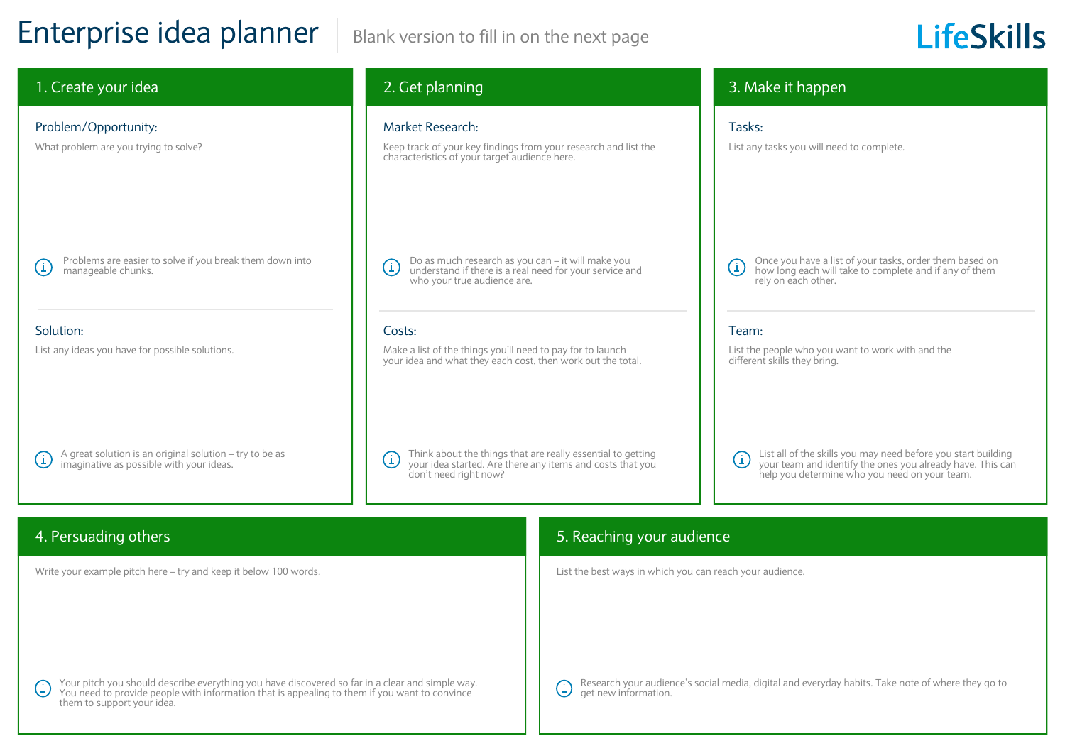# Enterprise idea planner

Blank version to fill in on the next page

LifeSkills

## 1. Create your idea

### Problem/Opportunity:

What problem are you trying to solve?

ⓘ Problems are easier to solve if you break them down into manageable chunks.

### Solution:

List any ideas you have for possible solutions.

ⓘ A great solution is an original solution – try to be as imaginative as possible with your ideas.

## 2. Get planning

### Market Research:

Keep track of your key findings from your research and list the characteristics of your target audience here.

ⓘ Do as much research as you can – it will make you understand if there is a real need for your service and who your true audience are.

### Costs:

Make a list of the things you'll need to pay for to launch your idea and what they each cost, then work out the total.

ⓘ Think about the things that are really essential to getting your idea started. Are there any items and costs that you don't need right now?

## 3. Make it happen

### Tasks:

List any tasks you will need to complete.

ⓘ Once you have a list of your tasks, order them based on how long each will take to complete and if any of them rely on each other.

### Team:

List the people who you want to work with and the different skills they bring.

ⓘ List all of the skills you may need before you start building your team and identify the ones you already have. This can help you determine who you need on your team.

## 4. Persuading others

Write your example pitch here – try and keep it below 100 words.

ⓘ Your pitch you should describe everything you have discovered so far in a clear and simple way. You need to provide people with information that is appealing to them if you want to convince them to support your idea.

## 5. Reaching your audience

List the best ways in which you can reach your audience.

ⓘ Research your audience's social media, digital and everyday habits. Take note of where they go to get new information.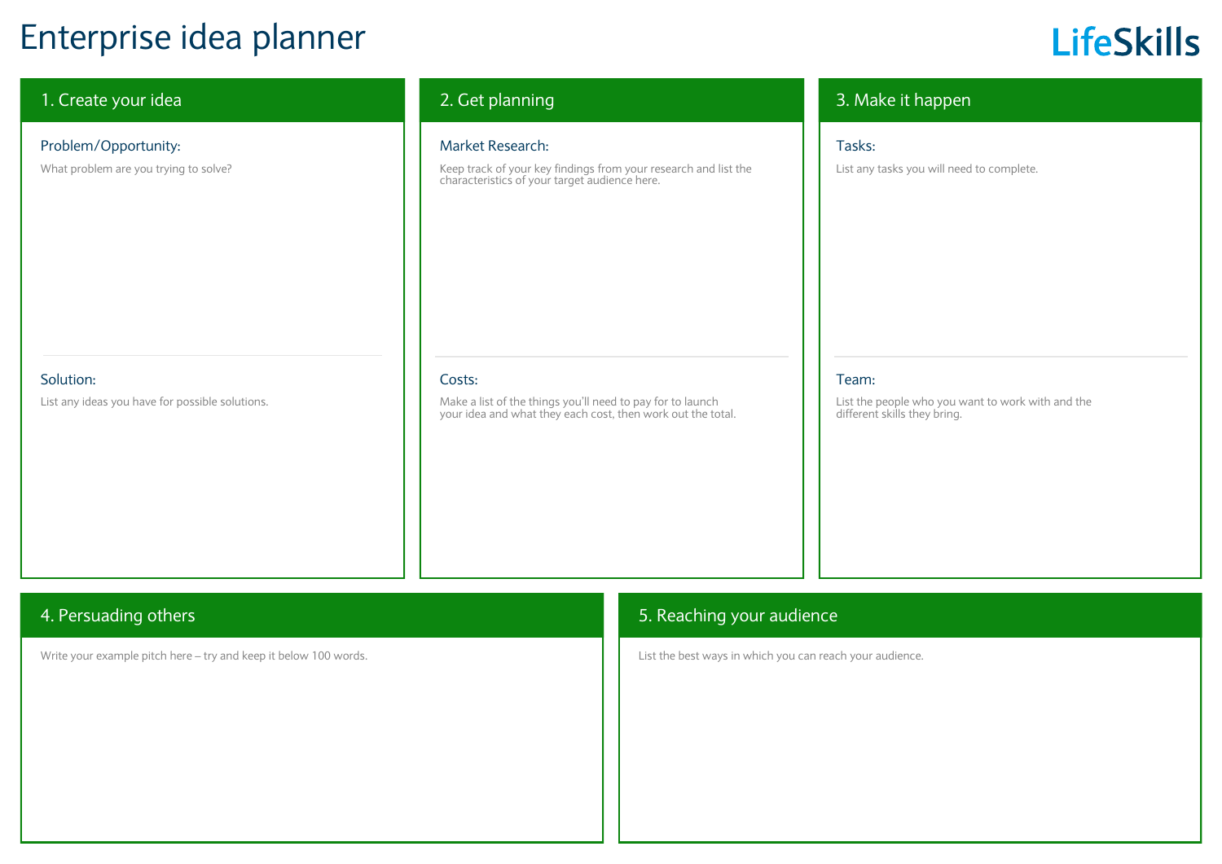# Enterprise idea planner

LifeSkills

## 1. Create your idea

### Problem/Opportunity:

What problem are you trying to solve?

### Solution:

List any ideas you have for possible solutions.

## 2. Get planning

### Market Research:

Keep track of your key findings from your research and list the characteristics of your target audience here.

### Costs:

Make a list of the things you'll need to pay for to launch your idea and what they each cost, then work out the total.

## 3. Make it happen

### Tasks:

List any tasks you will need to complete.

### Team:

List the people who you want to work with and the different skills they bring.

## 4. Persuading others

Write your example pitch here – try and keep it below 100 words.

## 5. Reaching your audience

List the best ways in which you can reach your audience.